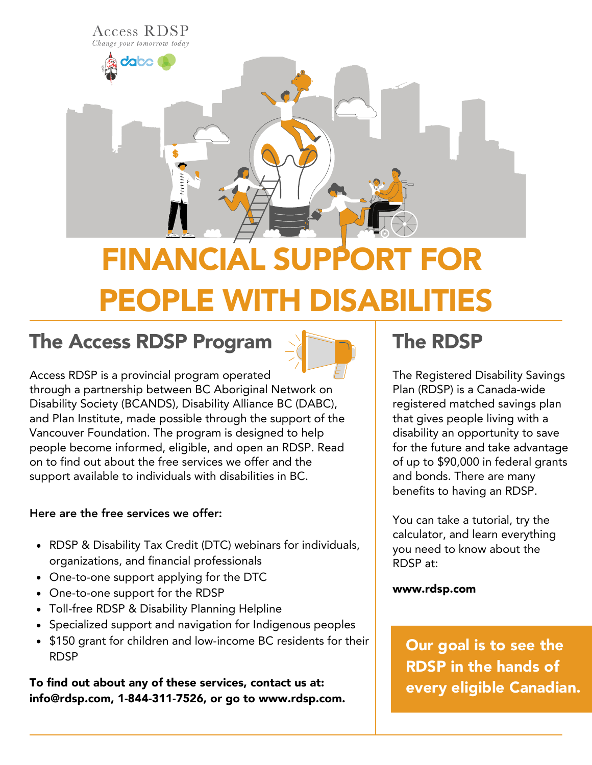Access RDSP

*Change your tomorrow today*

# FINANCIAL SUPPORT FOR PEOPLE WITH DISABILITIES

## The Access RDSP Program

Access RDSP is a provincial program operated through a partnership between BC Aboriginal Network on Disability Society (BCANDS), Disability Alliance BC (DABC), and Plan Institute, made possible through the support of the Vancouver Foundation. The program is designed to help people become informed, eligible, and open an RDSP. Read on to find out about the free services we offer and the support available to individuals with disabilities in BC.

**Here are the free services we offer:**

- RDSP & Disability Tax Credit (DTC) webinars for individuals, organizations, and financial professionals
- One-to-one support applying for the DTC
- One-to-one support for the RDSP
- Toll-free RDSP & Disability Planning Helpline
- Specialized support and navigation for Indigenous peoples
- $150 grant for children and low-income BC residents for their RDSP

**To find out about any of these services, contact us at: info@rdsp.com, 1-844-311-7526, or go to www.rdsp.com.**

## The RDSP

The Registered Disability Savings Plan (RDSP) is a Canada-wide registered matched savings plan that gives people living with a disability an opportunity to save for the future and take advantage of up to $90,000 in federal grants and bonds. There are many benefits to having an RDSP.

You can take a tutorial, try the calculator, and learn everything you need to know about the RDSP at:

**www.rdsp.com**

**Our goal is to see the RDSP in the hands of every eligible Canadian.**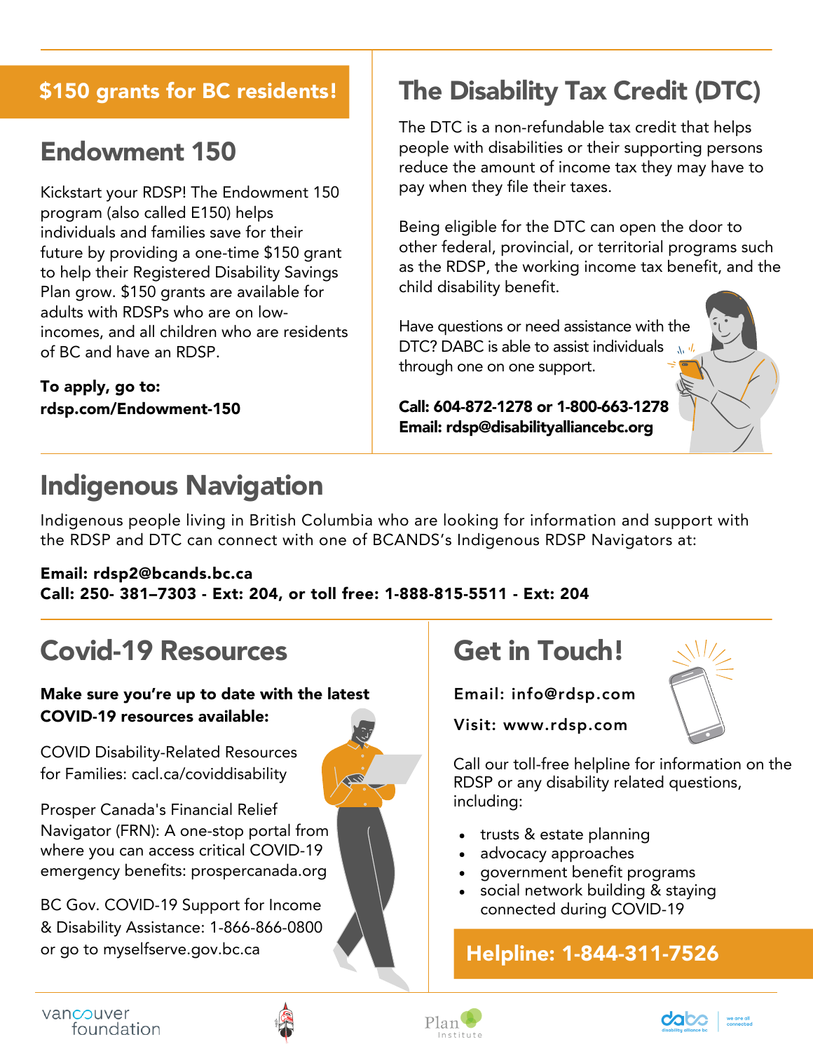**$150 grants for BC residents!**

## Endowment 150

Kickstart your RDSP! The Endowment 150 program (also called E150) helps individuals and families save for their future by providing a one-time $150 grant to help their Registered Disability Savings Plan grow. $150 grants are available for adults with RDSPs who are on low-incomes, and all children who are residents of BC and have an RDSP.

**To apply, go to:**
**rdsp.com/Endowment-150**

## The Disability Tax Credit (DTC)

The DTC is a non-refundable tax credit that helps people with disabilities or their supporting persons reduce the amount of income tax they may have to pay when they file their taxes.

Being eligible for the DTC can open the door to other federal, provincial, or territorial programs such as the RDSP, the working income tax benefit, and the child disability benefit.

Have questions or need assistance with the DTC? DABC is able to assist individuals through one on one support.

**Call: 604-872-1278 or 1-800-663-1278**
**Email: rdsp@disabilityalliancebc.org**

## Indigenous Navigation

Indigenous people living in British Columbia who are looking for information and support with the RDSP and DTC can connect with one of BCANDS's Indigenous RDSP Navigators at:

**Email: rdsp2@bcands.bc.ca**
**Call: 250- 381–7303 - Ext: 204, or toll free: 1-888-815-5511 - Ext: 204**

## Covid-19 Resources

**Make sure you're up to date with the latest COVID-19 resources available:**

COVID Disability-Related Resources for Families: cacl.ca/coviddisability

Prosper Canada's Financial Relief Navigator (FRN): A one-stop portal from where you can access critical COVID-19 emergency benefits: prospercanada.org

BC Gov. COVID-19 Support for Income & Disability Assistance: 1-866-866-0800 or go to myselfserve.gov.bc.ca

## Get in Touch!

Email: info@rdsp.com

Visit: www.rdsp.com

Call our toll-free helpline for information on the RDSP or any disability related questions, including:

- trusts & estate planning
- advocacy approaches
- government benefit programs
- social network building & staying connected during COVID-19

**Helpline: 1-844-311-7526**

vancouver foundation

Plan Institute

dabc disability alliance bc | we are all connected